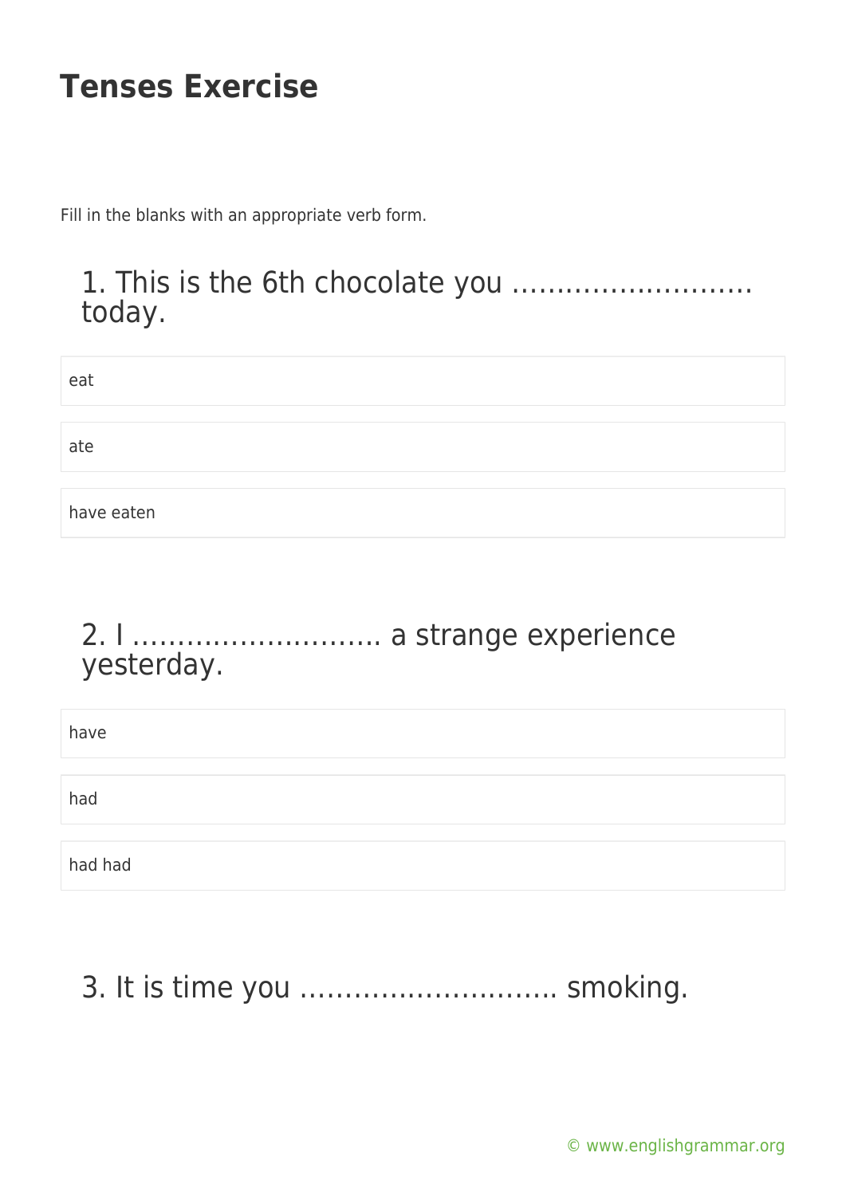# Tenses Exercise

Fill in the blanks with an appropriate verb form.

## 1. This is the 6th chocolate you ……………………… today.

eat

ate

have eaten

## 2. I ………………………. a strange experience yesterday.

have

had

had had

## 3. It is time you ………………………. smoking.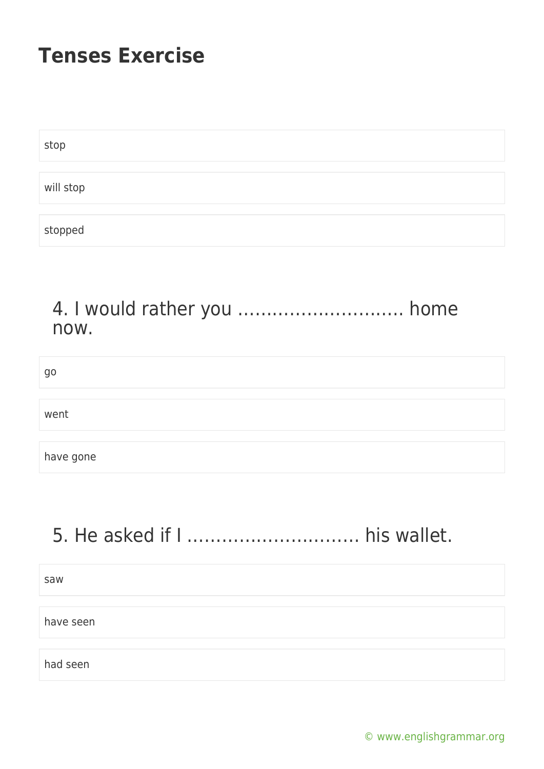# Tenses Exercise

- stop
- will stop
- stopped

## 4. I would rather you ……………………….. home now.

- go
- went
- have gone

## 5. He asked if I ……………………….. his wallet.

- saw
- have seen
- had seen

© www.englishgrammar.org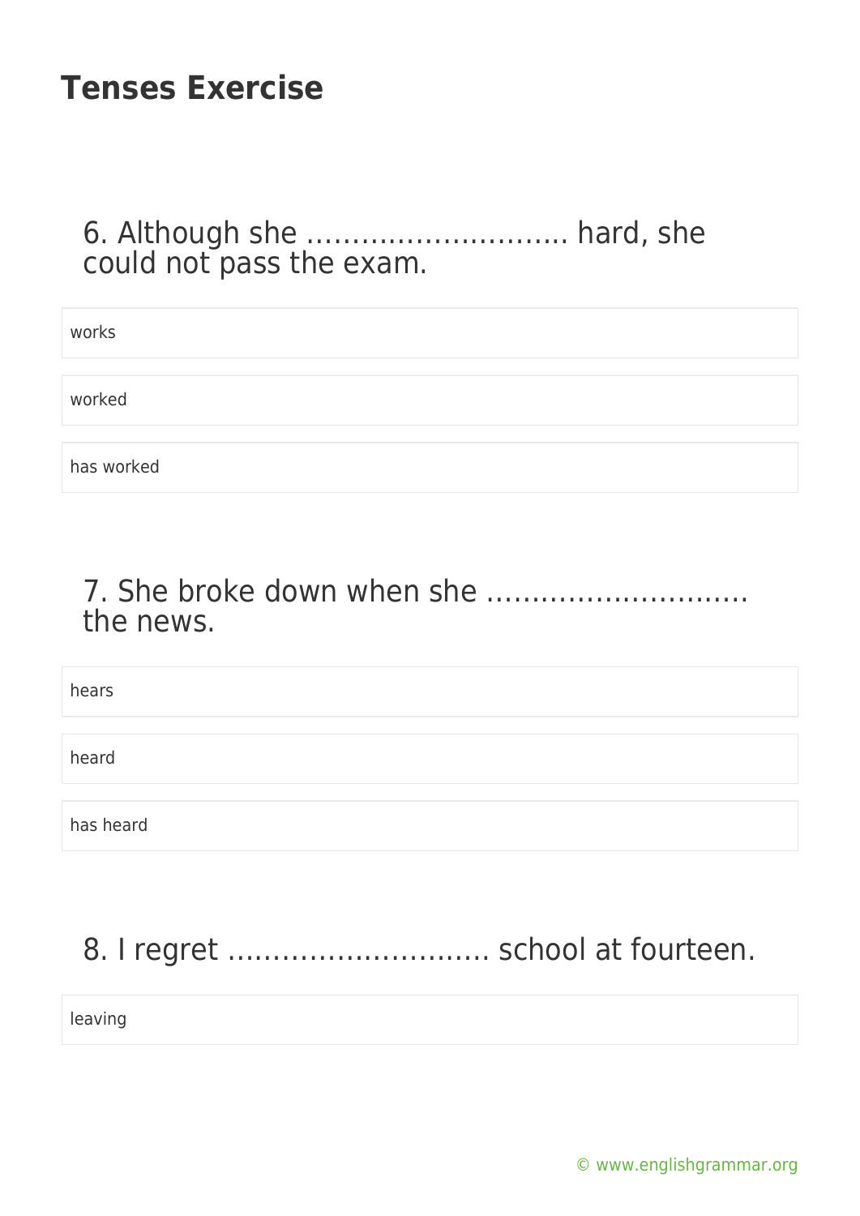# Tenses Exercise

6. Although she ……………………….. hard, she could not pass the exam.

works

worked

has worked

7. She broke down when she ……………………….. the news.

hears

heard

has heard

8. I regret ……………………….. school at fourteen.

leaving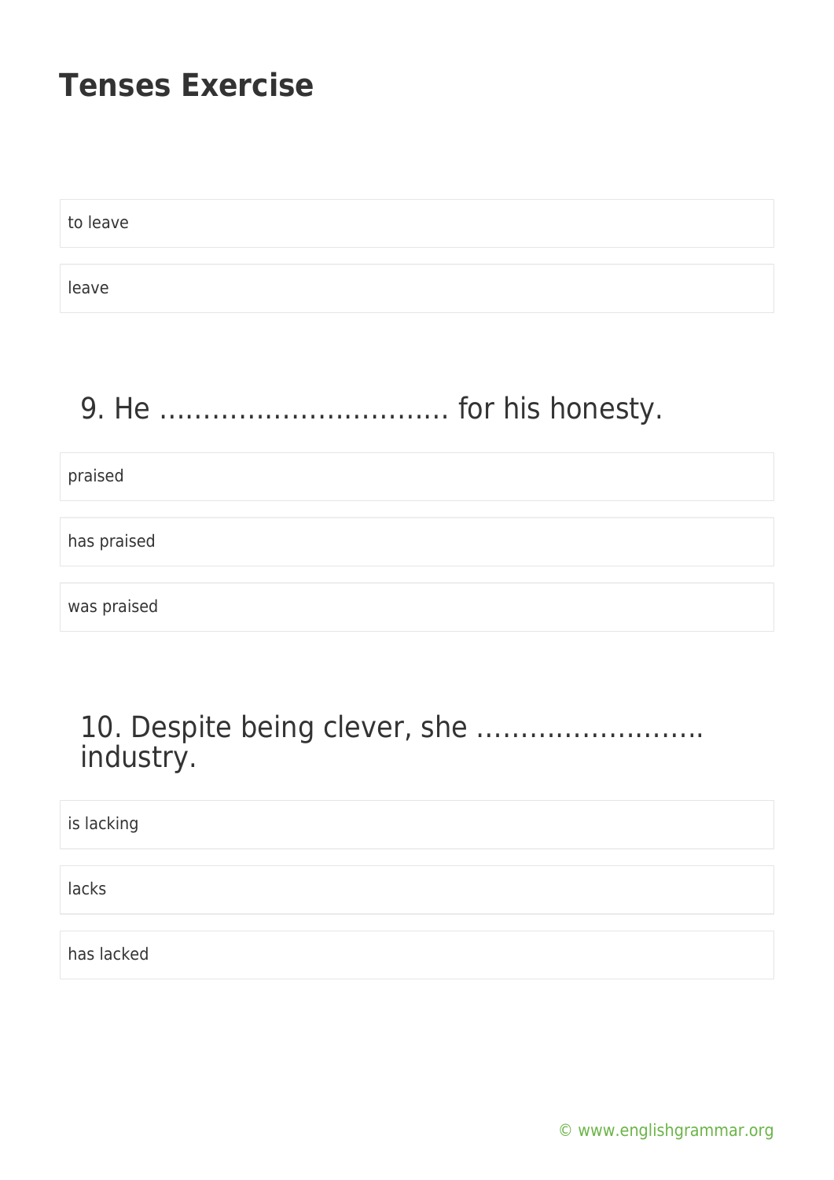# Tenses Exercise

to leave

leave

## 9. He …………………………. for his honesty.

praised

has praised

was praised

## 10. Despite being clever, she …………………….. industry.

is lacking

lacks

has lacked

© www.englishgrammar.org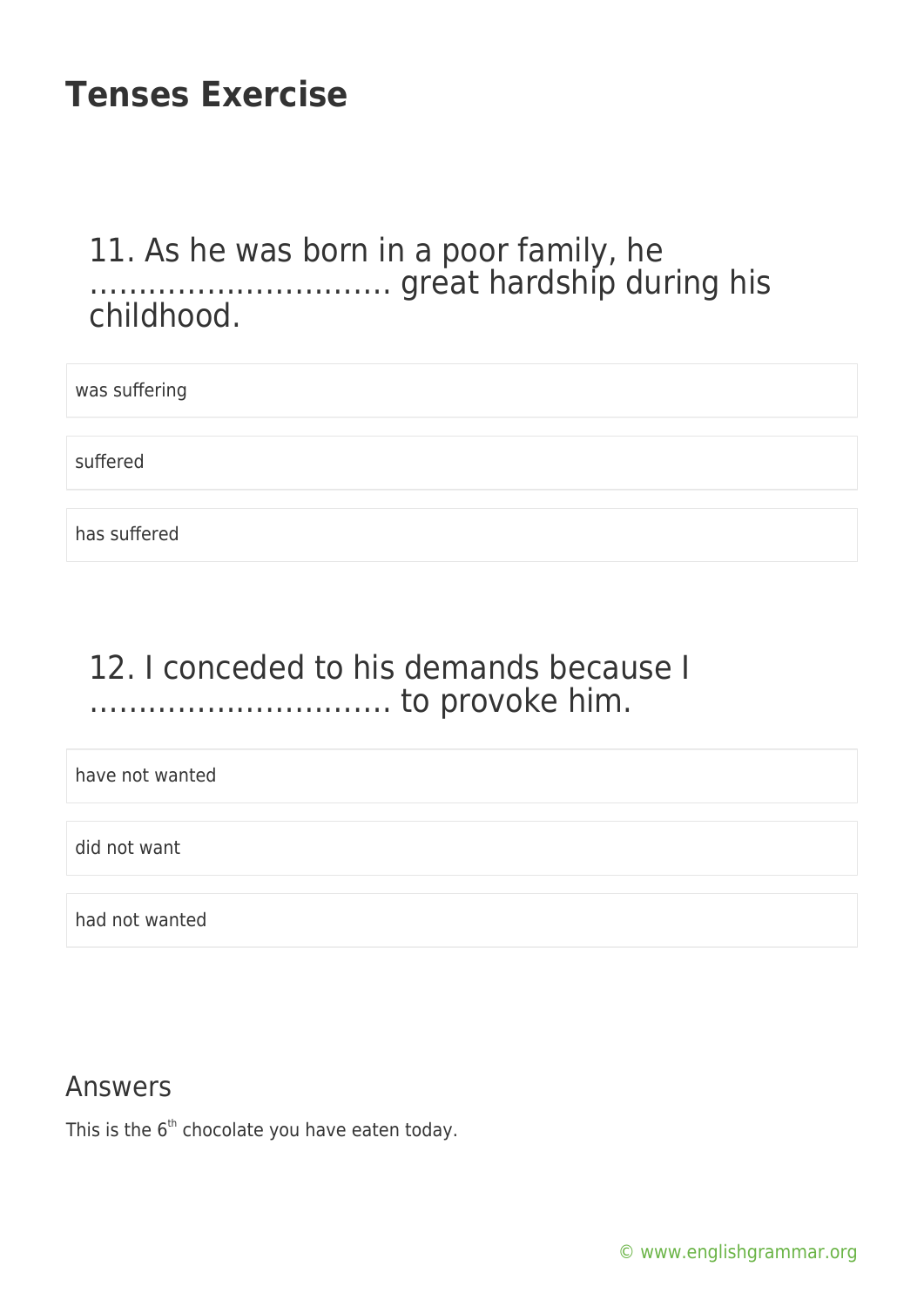# Tenses Exercise

11. As he was born in a poor family, he ………………………… great hardship during his childhood.

- was suffering
- suffered
- has suffered

12. I conceded to his demands because I ………………………… to provoke him.

- have not wanted
- did not want
- had not wanted

## Answers

This is the 6th chocolate you have eaten today.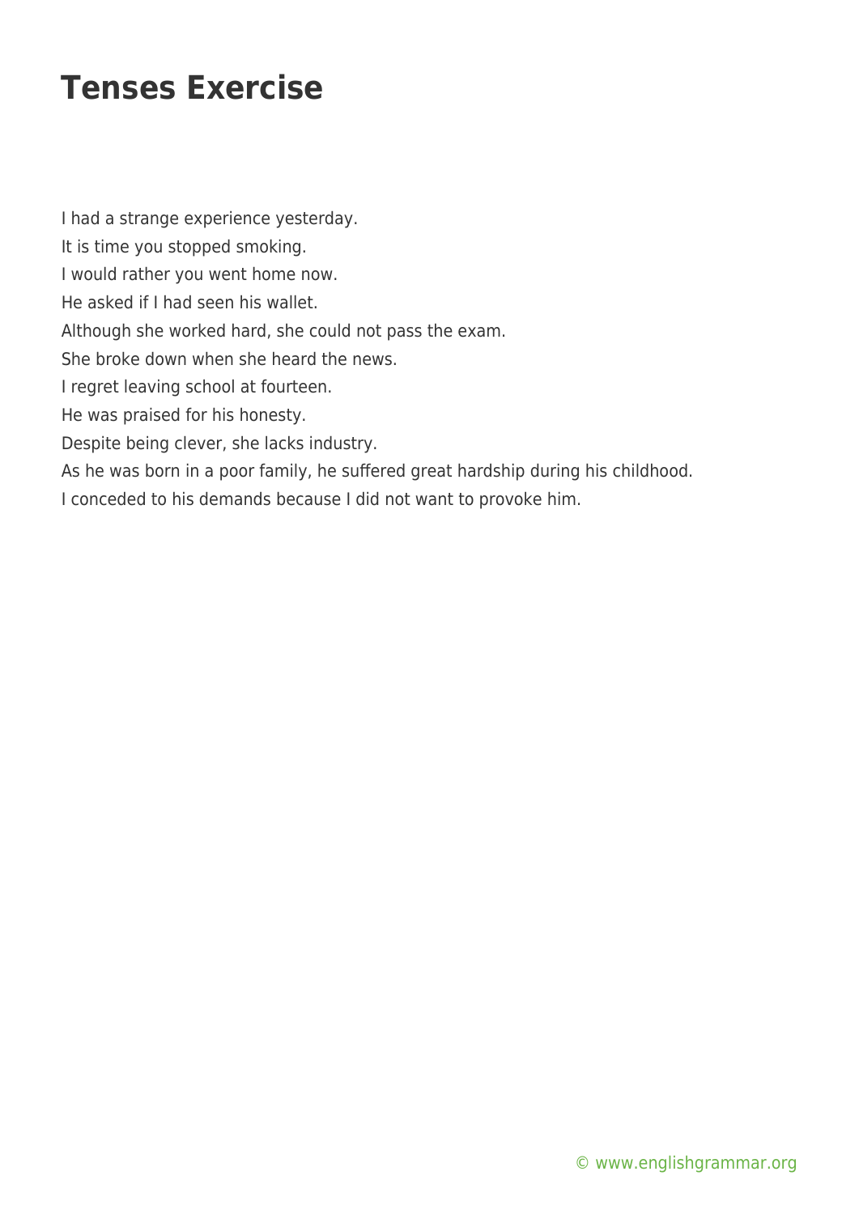# Tenses Exercise

I had a strange experience yesterday.

It is time you stopped smoking.

I would rather you went home now.

He asked if I had seen his wallet.

Although she worked hard, she could not pass the exam.

She broke down when she heard the news.

I regret leaving school at fourteen.

He was praised for his honesty.

Despite being clever, she lacks industry.

As he was born in a poor family, he suffered great hardship during his childhood.

I conceded to his demands because I did not want to provoke him.